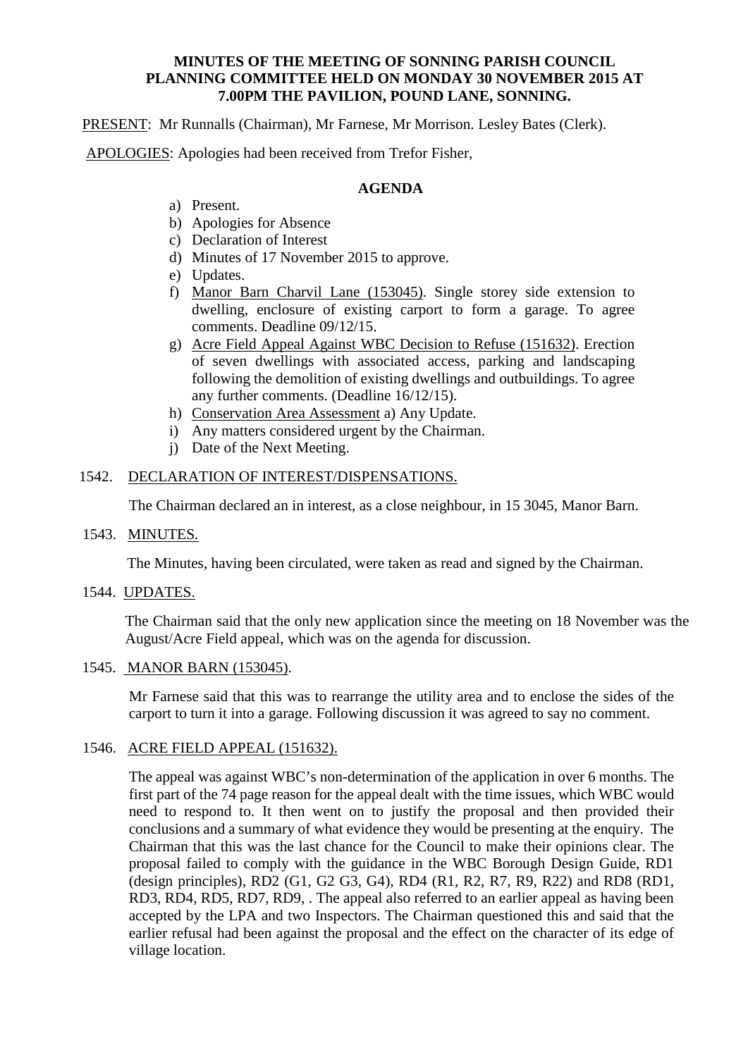**MINUTES OF THE MEETING OF SONNING PARISH COUNCIL PLANNING COMMITTEE HELD ON MONDAY 30 NOVEMBER 2015 AT 7.00PM THE PAVILION, POUND LANE, SONNING.**

PRESENT: Mr Runnalls (Chairman), Mr Farnese, Mr Morrison. Lesley Bates (Clerk).

APOLOGIES: Apologies had been received from Trefor Fisher,

**AGENDA**

a) Present.
b) Apologies for Absence
c) Declaration of Interest
d) Minutes of 17 November 2015 to approve.
e) Updates.
f) Manor Barn Charvil Lane (153045). Single storey side extension to dwelling, enclosure of existing carport to form a garage. To agree comments. Deadline 09/12/15.
g) Acre Field Appeal Against WBC Decision to Refuse (151632). Erection of seven dwellings with associated access, parking and landscaping following the demolition of existing dwellings and outbuildings. To agree any further comments. (Deadline 16/12/15).
h) Conservation Area Assessment a) Any Update.
i) Any matters considered urgent by the Chairman.
j) Date of the Next Meeting.

1542. DECLARATION OF INTEREST/DISPENSATIONS.

The Chairman declared an in interest, as a close neighbour, in 15 3045, Manor Barn.

1543. MINUTES.

The Minutes, having been circulated, were taken as read and signed by the Chairman.

1544. UPDATES.

The Chairman said that the only new application since the meeting on 18 November was the August/Acre Field appeal, which was on the agenda for discussion.

1545. MANOR BARN (153045).

Mr Farnese said that this was to rearrange the utility area and to enclose the sides of the carport to turn it into a garage. Following discussion it was agreed to say no comment.

1546. ACRE FIELD APPEAL (151632).

The appeal was against WBC's non-determination of the application in over 6 months. The first part of the 74 page reason for the appeal dealt with the time issues, which WBC would need to respond to. It then went on to justify the proposal and then provided their conclusions and a summary of what evidence they would be presenting at the enquiry. The Chairman that this was the last chance for the Council to make their opinions clear. The proposal failed to comply with the guidance in the WBC Borough Design Guide, RD1 (design principles), RD2 (G1, G2 G3, G4), RD4 (R1, R2, R7, R9, R22) and RD8 (RD1, RD3, RD4, RD5, RD7, RD9, . The appeal also referred to an earlier appeal as having been accepted by the LPA and two Inspectors. The Chairman questioned this and said that the earlier refusal had been against the proposal and the effect on the character of its edge of village location.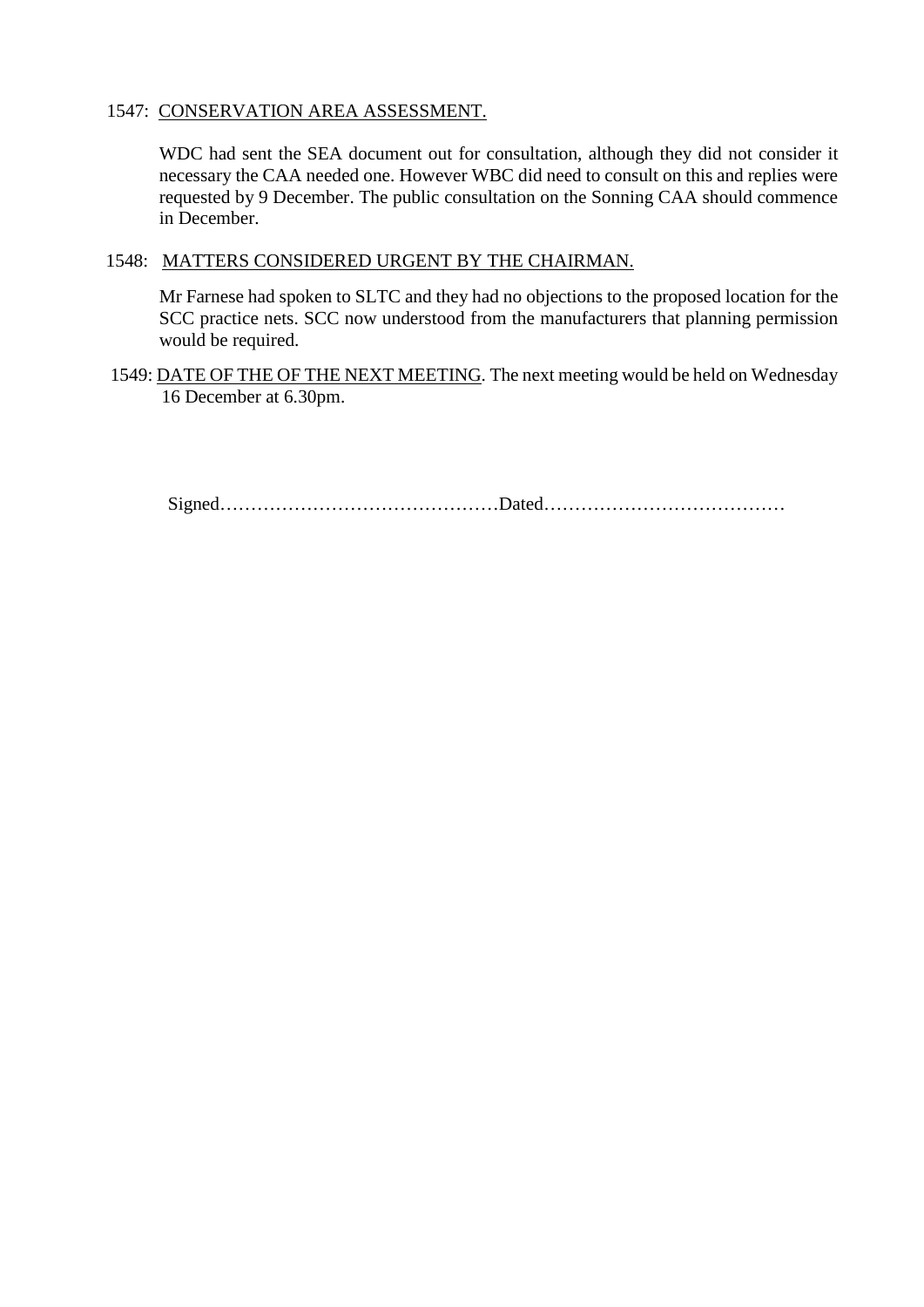1547: <u>CONSERVATION AREA ASSESSMENT.</u>

WDC had sent the SEA document out for consultation, although they did not consider it necessary the CAA needed one. However WBC did need to consult on this and replies were requested by 9 December. The public consultation on the Sonning CAA should commence in December.

1548: <u>MATTERS CONSIDERED URGENT BY THE CHAIRMAN.</u>

Mr Farnese had spoken to SLTC and they had no objections to the proposed location for the SCC practice nets. SCC now understood from the manufacturers that planning permission would be required.

1549: <u>DATE OF THE OF THE NEXT MEETING</u>. The next meeting would be held on Wednesday 16 December at 6.30pm.

Signed………………………………………Dated…………………………………